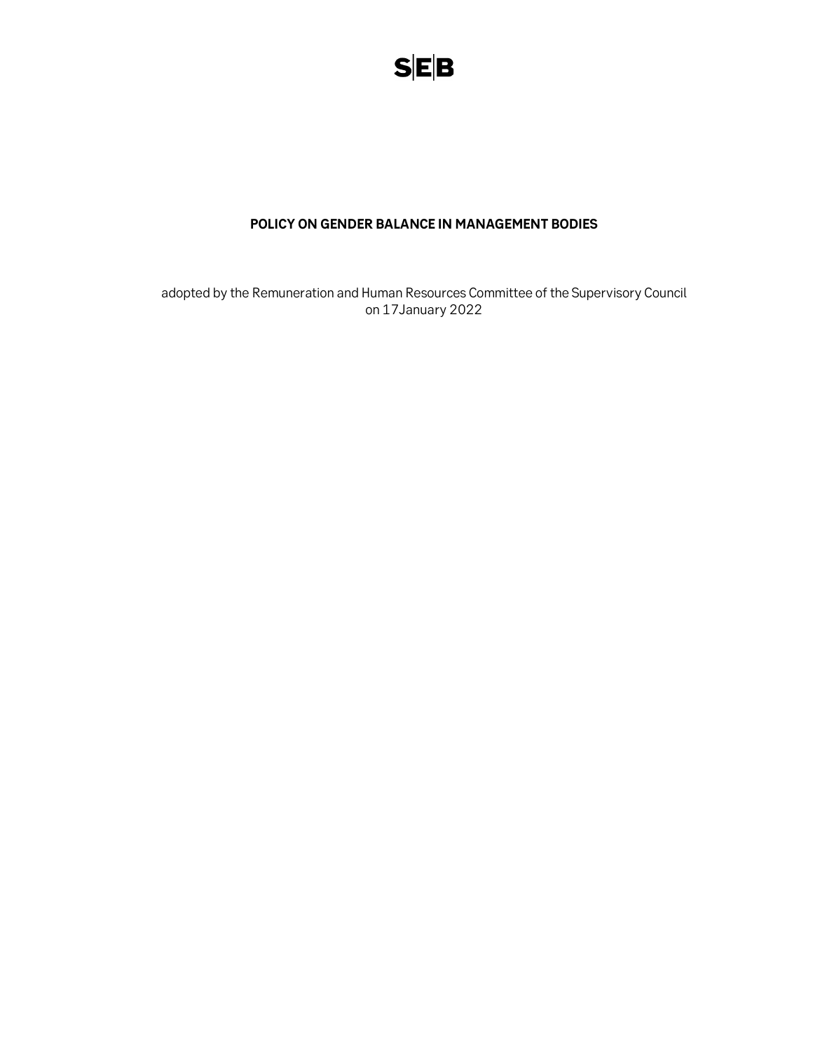SEB

# POLICY ON GENDER BALANCE IN MANAGEMENT BODIES

adopted by the Remuneration and Human Resources Committee of the Supervisory Council on 17January 2022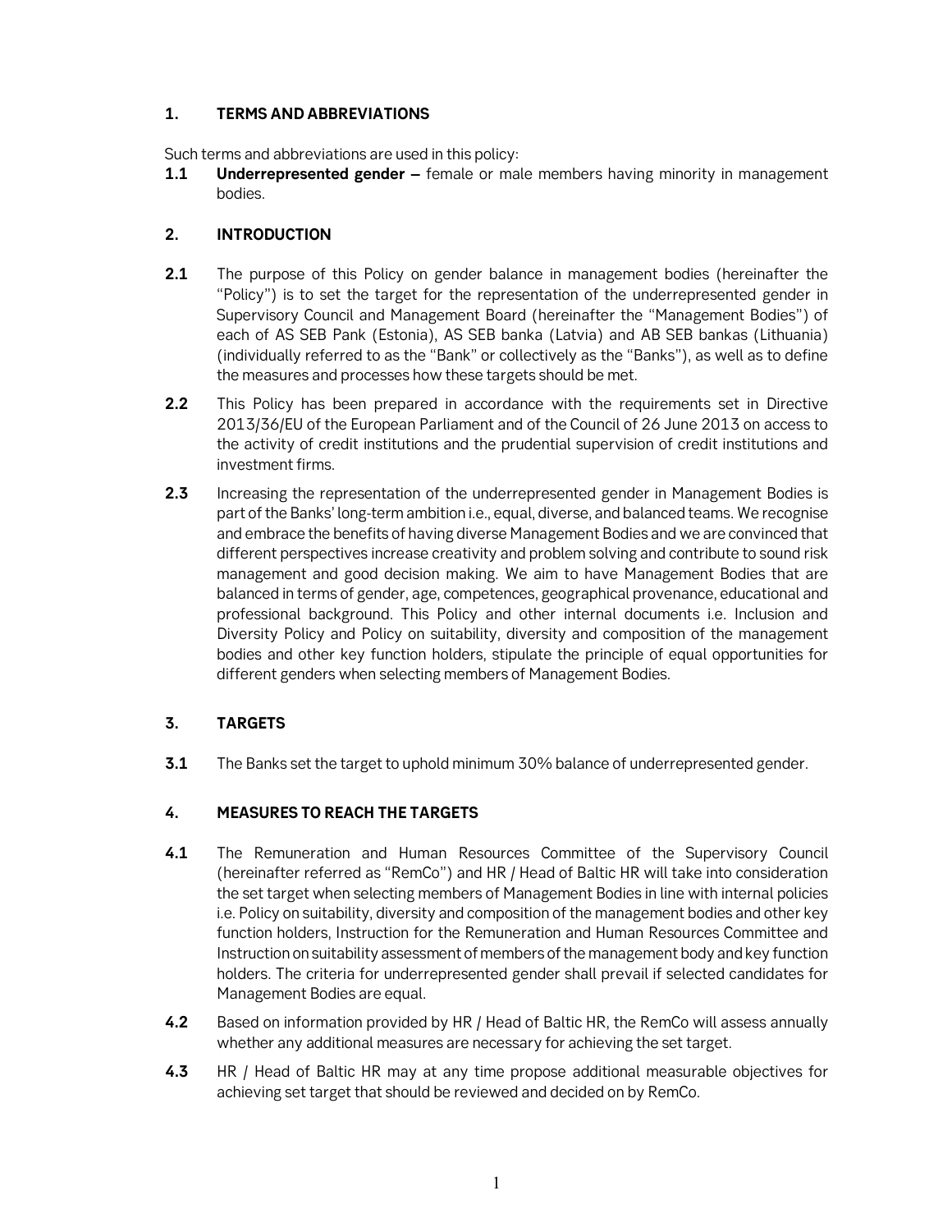## 1. TERMS AND ABBREVIATIONS

Such terms and abbreviations are used in this policy:

**1.1** **Underrepresented gender –** female or male members having minority in management bodies.

## 2. INTRODUCTION

**2.1** The purpose of this Policy on gender balance in management bodies (hereinafter the "Policy") is to set the target for the representation of the underrepresented gender in Supervisory Council and Management Board (hereinafter the "Management Bodies") of each of AS SEB Pank (Estonia), AS SEB banka (Latvia) and AB SEB bankas (Lithuania) (individually referred to as the "Bank" or collectively as the "Banks"), as well as to define the measures and processes how these targets should be met.

**2.2** This Policy has been prepared in accordance with the requirements set in Directive 2013/36/EU of the European Parliament and of the Council of 26 June 2013 on access to the activity of credit institutions and the prudential supervision of credit institutions and investment firms.

**2.3** Increasing the representation of the underrepresented gender in Management Bodies is part of the Banks' long-term ambition i.e., equal, diverse, and balanced teams. We recognise and embrace the benefits of having diverse Management Bodies and we are convinced that different perspectives increase creativity and problem solving and contribute to sound risk management and good decision making. We aim to have Management Bodies that are balanced in terms of gender, age, competences, geographical provenance, educational and professional background. This Policy and other internal documents i.e. Inclusion and Diversity Policy and Policy on suitability, diversity and composition of the management bodies and other key function holders, stipulate the principle of equal opportunities for different genders when selecting members of Management Bodies.

## 3. TARGETS

**3.1** The Banks set the target to uphold minimum 30% balance of underrepresented gender.

## 4. MEASURES TO REACH THE TARGETS

**4.1** The Remuneration and Human Resources Committee of the Supervisory Council (hereinafter referred as "RemCo") and HR / Head of Baltic HR will take into consideration the set target when selecting members of Management Bodies in line with internal policies i.e. Policy on suitability, diversity and composition of the management bodies and other key function holders, Instruction for the Remuneration and Human Resources Committee and Instruction on suitability assessment of members of the management body and key function holders. The criteria for underrepresented gender shall prevail if selected candidates for Management Bodies are equal.

**4.2** Based on information provided by HR / Head of Baltic HR, the RemCo will assess annually whether any additional measures are necessary for achieving the set target.

**4.3** HR / Head of Baltic HR may at any time propose additional measurable objectives for achieving set target that should be reviewed and decided on by RemCo.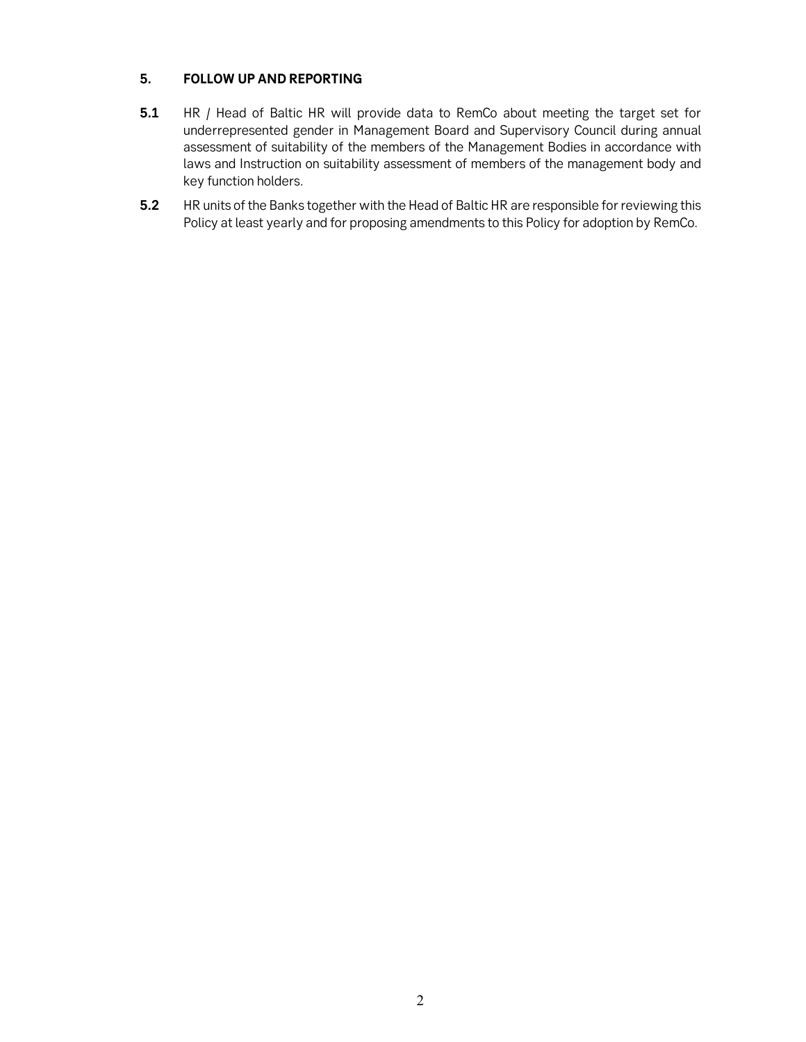## 5. FOLLOW UP AND REPORTING

**5.1** HR / Head of Baltic HR will provide data to RemCo about meeting the target set for underrepresented gender in Management Board and Supervisory Council during annual assessment of suitability of the members of the Management Bodies in accordance with laws and Instruction on suitability assessment of members of the management body and key function holders.

**5.2** HR units of the Banks together with the Head of Baltic HR are responsible for reviewing this Policy at least yearly and for proposing amendments to this Policy for adoption by RemCo.